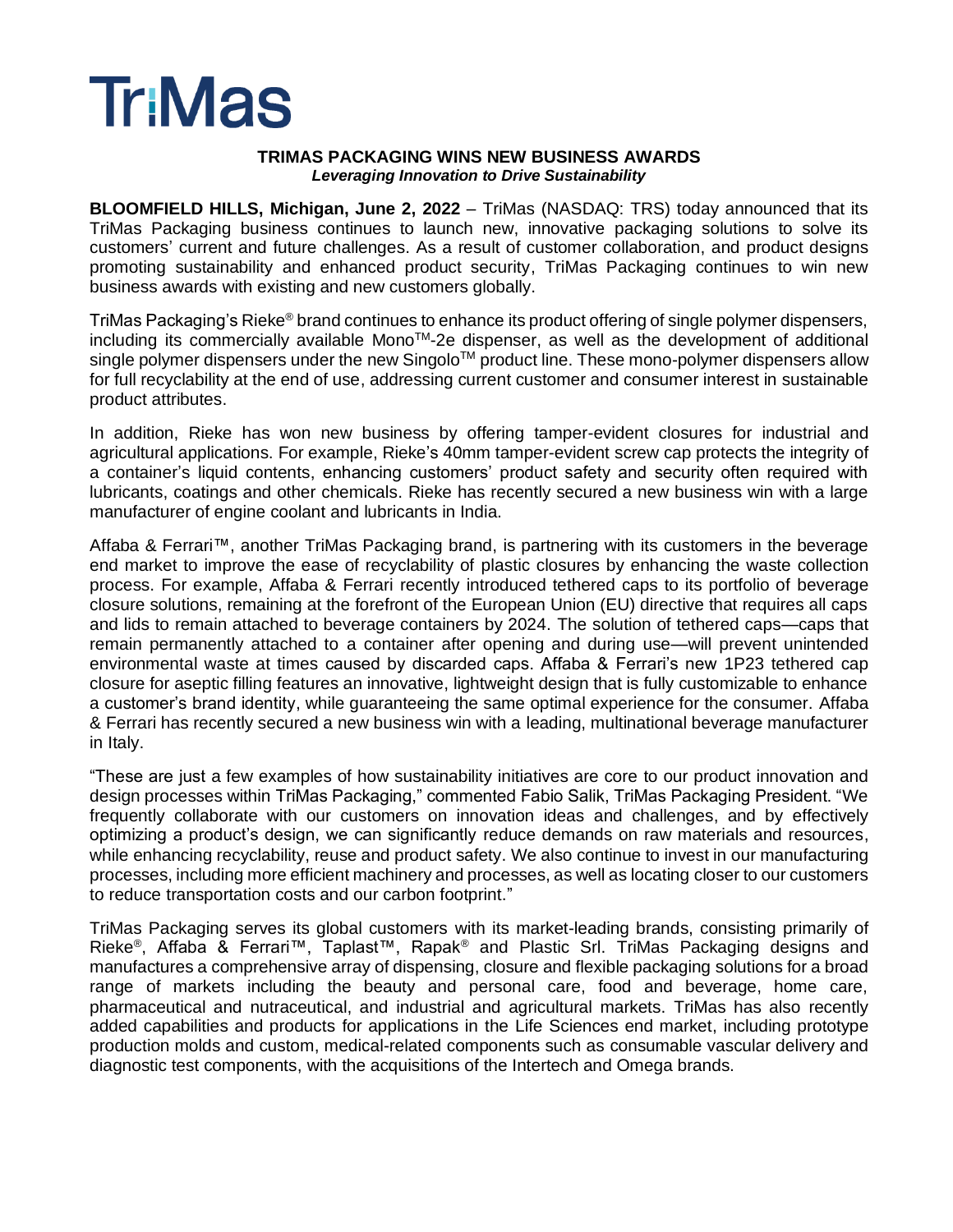# TriMas

## TRIMAS PACKAGING WINS NEW BUSINESS AWARDS

***Leveraging Innovation to Drive Sustainability***

**BLOOMFIELD HILLS, Michigan, June 2, 2022** – TriMas (NASDAQ: TRS) today announced that its TriMas Packaging business continues to launch new, innovative packaging solutions to solve its customers' current and future challenges. As a result of customer collaboration, and product designs promoting sustainability and enhanced product security, TriMas Packaging continues to win new business awards with existing and new customers globally.

TriMas Packaging's Rieke® brand continues to enhance its product offering of single polymer dispensers, including its commercially available Mono™-2e dispenser, as well as the development of additional single polymer dispensers under the new Singolo™ product line. These mono-polymer dispensers allow for full recyclability at the end of use, addressing current customer and consumer interest in sustainable product attributes.

In addition, Rieke has won new business by offering tamper-evident closures for industrial and agricultural applications. For example, Rieke's 40mm tamper-evident screw cap protects the integrity of a container's liquid contents, enhancing customers' product safety and security often required with lubricants, coatings and other chemicals. Rieke has recently secured a new business win with a large manufacturer of engine coolant and lubricants in India.

Affaba & Ferrari™, another TriMas Packaging brand, is partnering with its customers in the beverage end market to improve the ease of recyclability of plastic closures by enhancing the waste collection process. For example, Affaba & Ferrari recently introduced tethered caps to its portfolio of beverage closure solutions, remaining at the forefront of the European Union (EU) directive that requires all caps and lids to remain attached to beverage containers by 2024. The solution of tethered caps—caps that remain permanently attached to a container after opening and during use—will prevent unintended environmental waste at times caused by discarded caps. Affaba & Ferrari's new 1P23 tethered cap closure for aseptic filling features an innovative, lightweight design that is fully customizable to enhance a customer's brand identity, while guaranteeing the same optimal experience for the consumer. Affaba & Ferrari has recently secured a new business win with a leading, multinational beverage manufacturer in Italy.

"These are just a few examples of how sustainability initiatives are core to our product innovation and design processes within TriMas Packaging," commented Fabio Salik, TriMas Packaging President. "We frequently collaborate with our customers on innovation ideas and challenges, and by effectively optimizing a product's design, we can significantly reduce demands on raw materials and resources, while enhancing recyclability, reuse and product safety. We also continue to invest in our manufacturing processes, including more efficient machinery and processes, as well as locating closer to our customers to reduce transportation costs and our carbon footprint."

TriMas Packaging serves its global customers with its market-leading brands, consisting primarily of Rieke®, Affaba & Ferrari™, Taplast™, Rapak® and Plastic Srl. TriMas Packaging designs and manufactures a comprehensive array of dispensing, closure and flexible packaging solutions for a broad range of markets including the beauty and personal care, food and beverage, home care, pharmaceutical and nutraceutical, and industrial and agricultural markets. TriMas has also recently added capabilities and products for applications in the Life Sciences end market, including prototype production molds and custom, medical-related components such as consumable vascular delivery and diagnostic test components, with the acquisitions of the Intertech and Omega brands.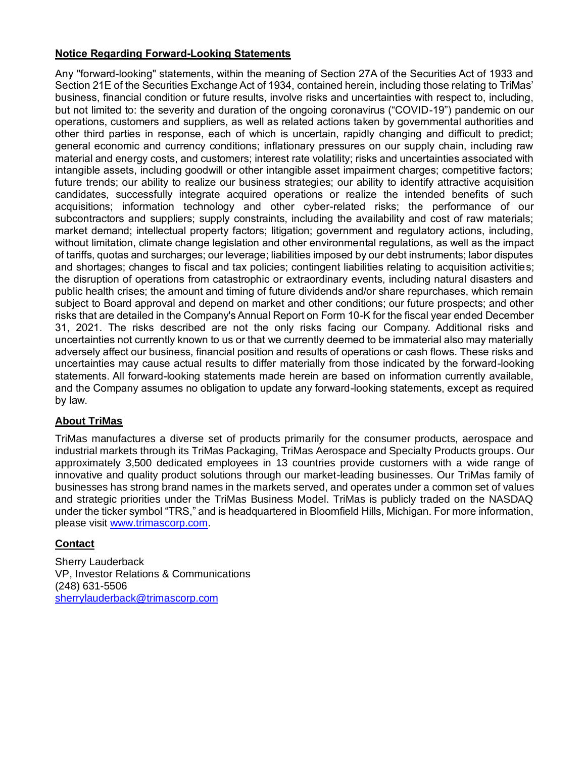**Notice Regarding Forward-Looking Statements**

Any "forward-looking" statements, within the meaning of Section 27A of the Securities Act of 1933 and Section 21E of the Securities Exchange Act of 1934, contained herein, including those relating to TriMas' business, financial condition or future results, involve risks and uncertainties with respect to, including, but not limited to: the severity and duration of the ongoing coronavirus ("COVID-19") pandemic on our operations, customers and suppliers, as well as related actions taken by governmental authorities and other third parties in response, each of which is uncertain, rapidly changing and difficult to predict; general economic and currency conditions; inflationary pressures on our supply chain, including raw material and energy costs, and customers; interest rate volatility; risks and uncertainties associated with intangible assets, including goodwill or other intangible asset impairment charges; competitive factors; future trends; our ability to realize our business strategies; our ability to identify attractive acquisition candidates, successfully integrate acquired operations or realize the intended benefits of such acquisitions; information technology and other cyber-related risks; the performance of our subcontractors and suppliers; supply constraints, including the availability and cost of raw materials; market demand; intellectual property factors; litigation; government and regulatory actions, including, without limitation, climate change legislation and other environmental regulations, as well as the impact of tariffs, quotas and surcharges; our leverage; liabilities imposed by our debt instruments; labor disputes and shortages; changes to fiscal and tax policies; contingent liabilities relating to acquisition activities; the disruption of operations from catastrophic or extraordinary events, including natural disasters and public health crises; the amount and timing of future dividends and/or share repurchases, which remain subject to Board approval and depend on market and other conditions; our future prospects; and other risks that are detailed in the Company's Annual Report on Form 10-K for the fiscal year ended December 31, 2021. The risks described are not the only risks facing our Company. Additional risks and uncertainties not currently known to us or that we currently deemed to be immaterial also may materially adversely affect our business, financial position and results of operations or cash flows. These risks and uncertainties may cause actual results to differ materially from those indicated by the forward-looking statements. All forward-looking statements made herein are based on information currently available, and the Company assumes no obligation to update any forward-looking statements, except as required by law.

**About TriMas**

TriMas manufactures a diverse set of products primarily for the consumer products, aerospace and industrial markets through its TriMas Packaging, TriMas Aerospace and Specialty Products groups. Our approximately 3,500 dedicated employees in 13 countries provide customers with a wide range of innovative and quality product solutions through our market-leading businesses. Our TriMas family of businesses has strong brand names in the markets served, and operates under a common set of values and strategic priorities under the TriMas Business Model. TriMas is publicly traded on the NASDAQ under the ticker symbol "TRS," and is headquartered in Bloomfield Hills, Michigan. For more information, please visit www.trimascorp.com.

**Contact**

Sherry Lauderback
VP, Investor Relations & Communications
(248) 631-5506
sherrylauderback@trimascorp.com